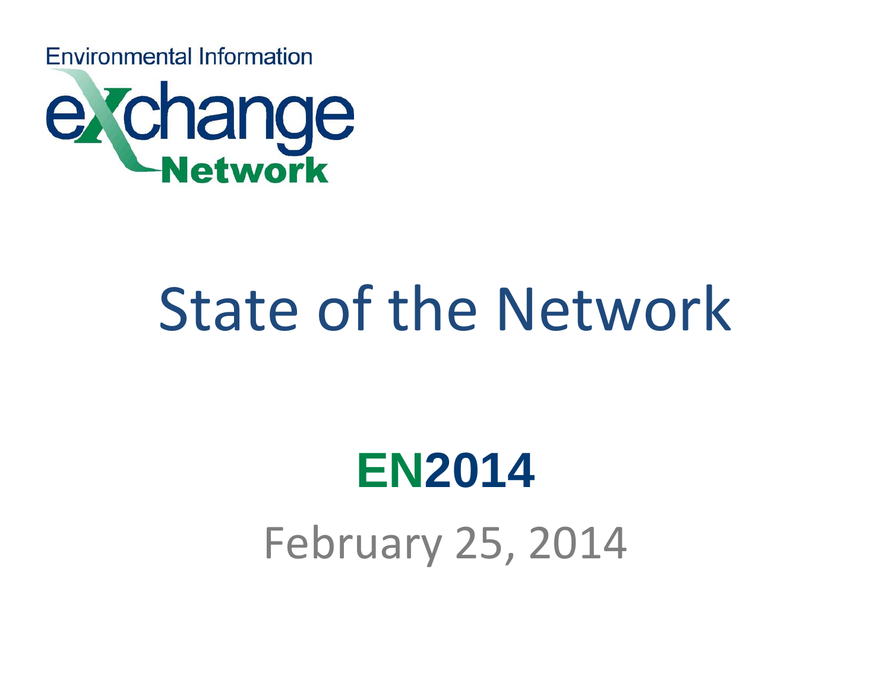Environmental Information

exchange

Network

# State of the Network

## EN2014

February 25, 2014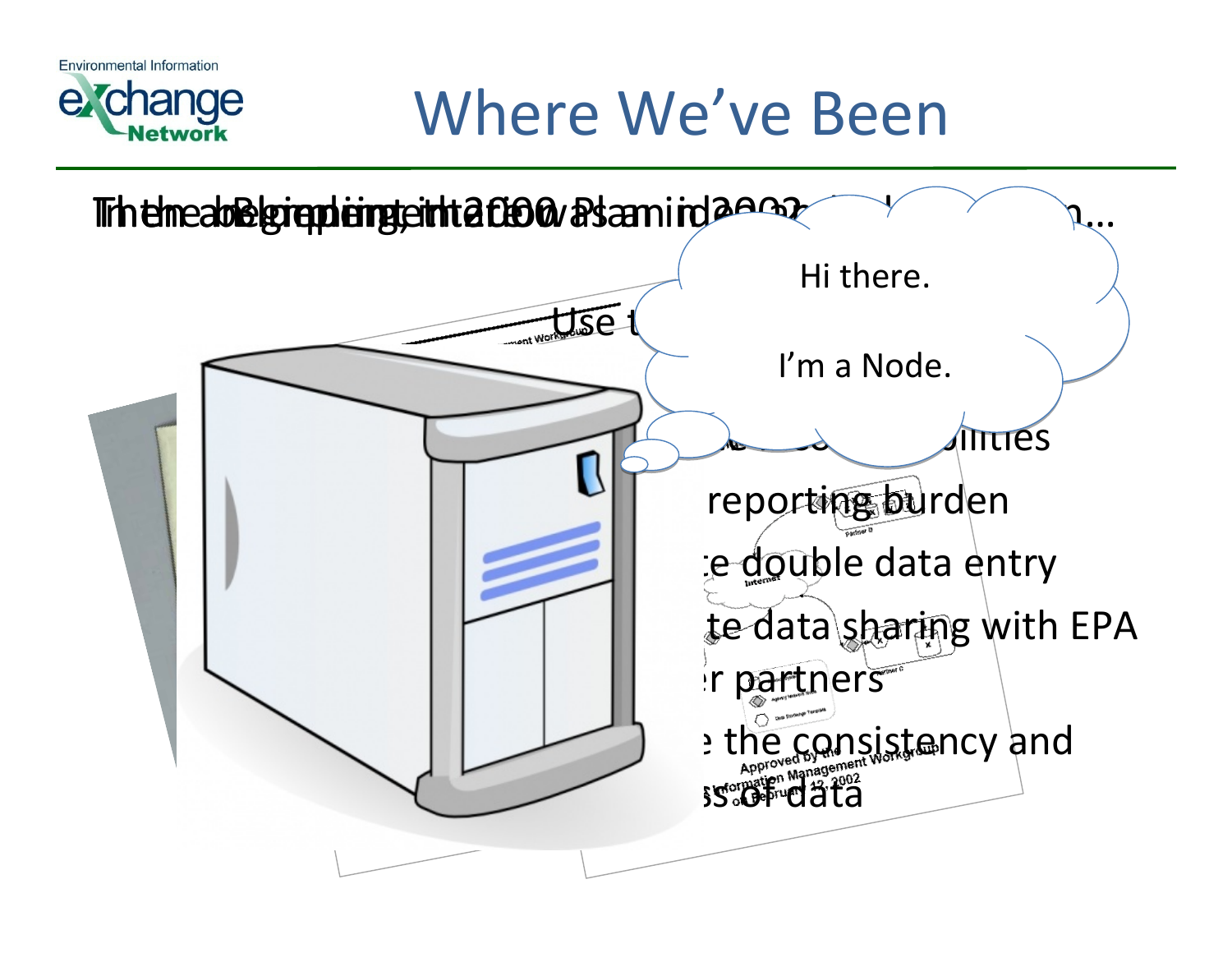# Where We've Been

Then along came the Blueprint, the 2000 Plan in 2002...

Use t

- ...ilities
- reporting burden
- ...te double data entry
- ...te data sharing with EPA ...r partners
- ...e the consistency and ...ss of data

Hi there.

I'm a Node.

Approved by the Information Management Workgroup on February 12, 2002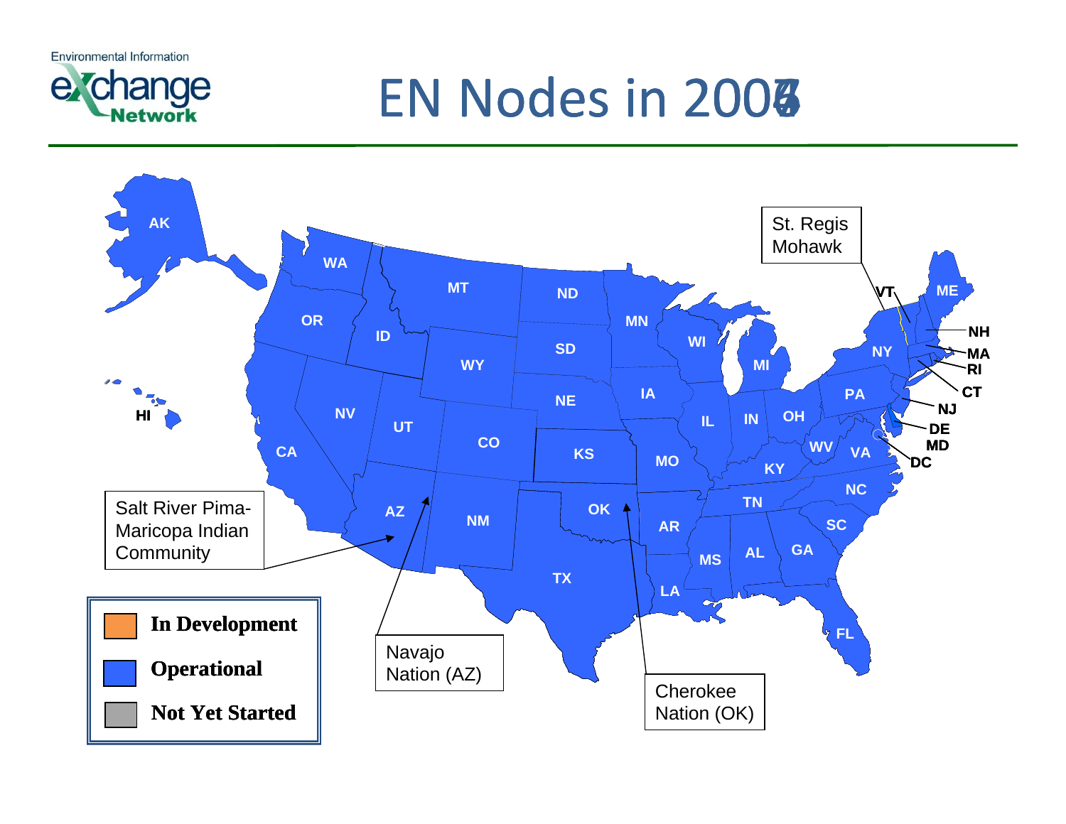Environmental Information exchange Network

# EN Nodes in 2008

St. Regis Mohawk

Salt River Pima-Maricopa Indian Community

Navajo Nation (AZ)

Cherokee Nation (OK)

AK, WA, OR, ID, MT, ND, SD, WY, NE, MN, WI, MI, IA, IL, IN, OH, PA, NY, VT, ME, NH, MA, RI, CT, NJ, DE, MD, DC, VA, WV, KY, NC, TN, SC, GA, AL, MS, FL, LA, AR, MO, KS, OK, TX, NM, CO, UT, NV, CA, AZ, HI

- **In Development**
- **Operational**
- **Not Yet Started**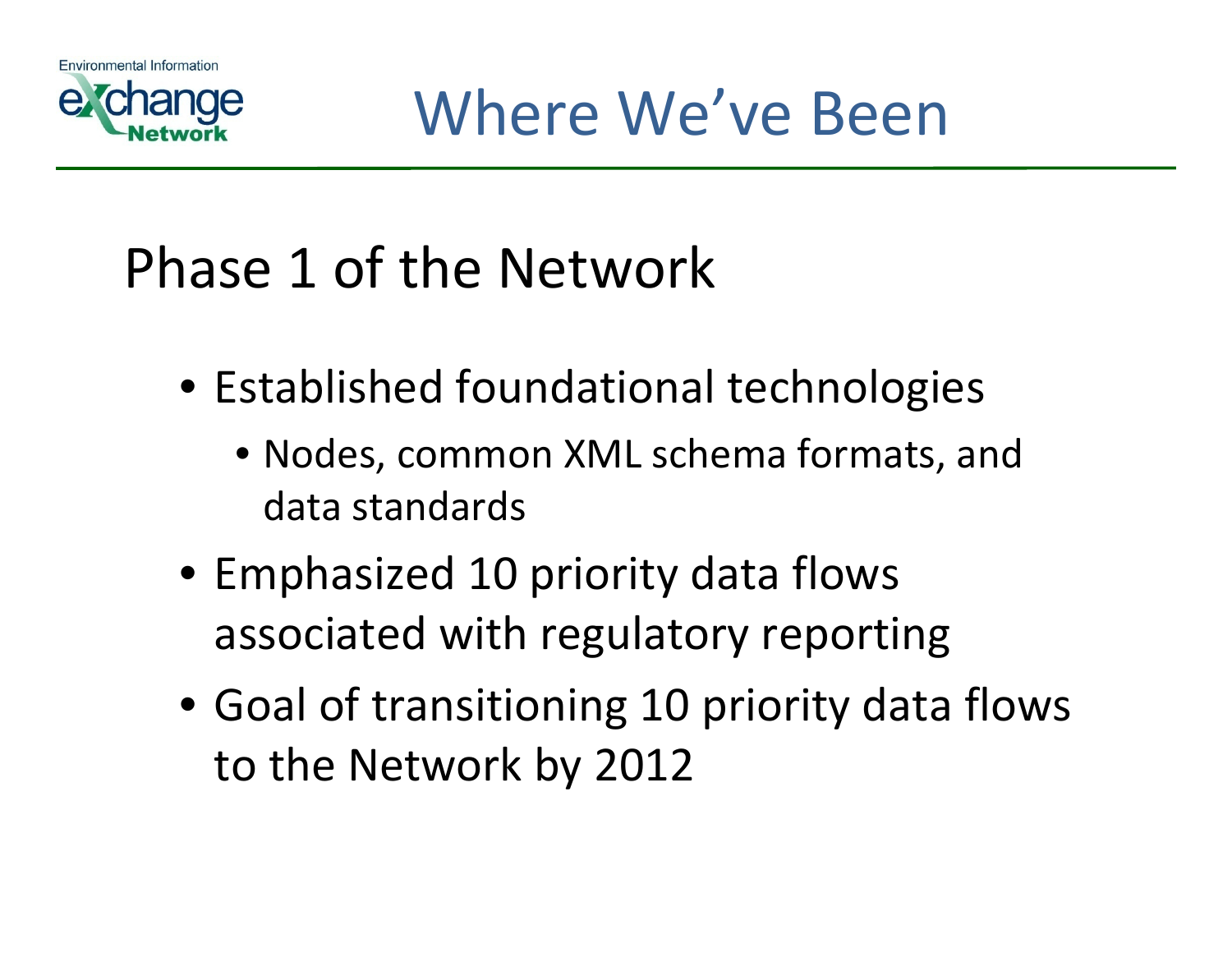# Where We've Been

## Phase 1 of the Network

- Established foundational technologies
  - Nodes, common XML schema formats, and data standards
- Emphasized 10 priority data flows associated with regulatory reporting
- Goal of transitioning 10 priority data flows to the Network by 2012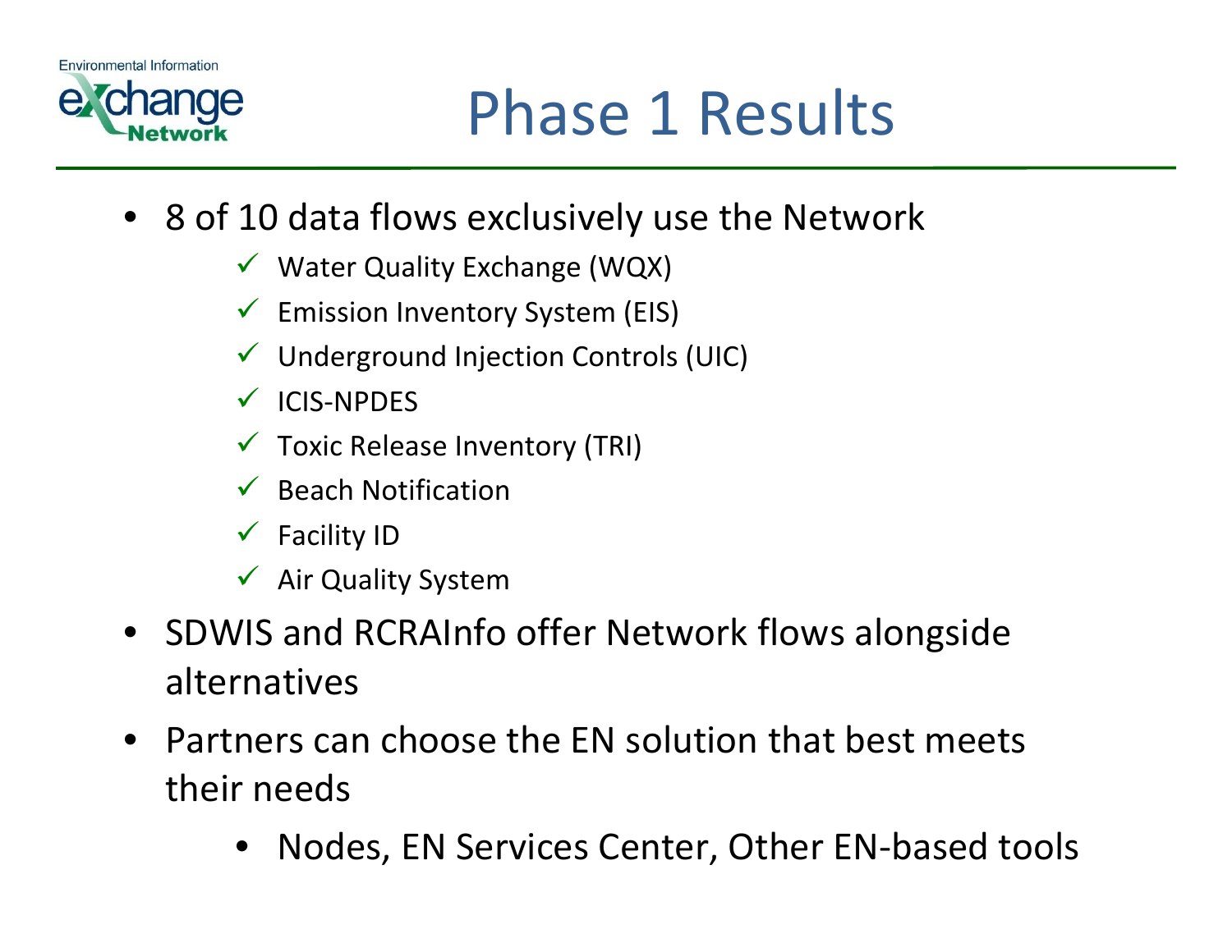# Phase 1 Results

- 8 of 10 data flows exclusively use the Network
  - ✓ Water Quality Exchange (WQX)
  - ✓ Emission Inventory System (EIS)
  - ✓ Underground Injection Controls (UIC)
  - ✓ ICIS-NPDES
  - ✓ Toxic Release Inventory (TRI)
  - ✓ Beach Notification
  - ✓ Facility ID
  - ✓ Air Quality System
- SDWIS and RCRAInfo offer Network flows alongside alternatives
- Partners can choose the EN solution that best meets their needs
  - Nodes, EN Services Center, Other EN-based tools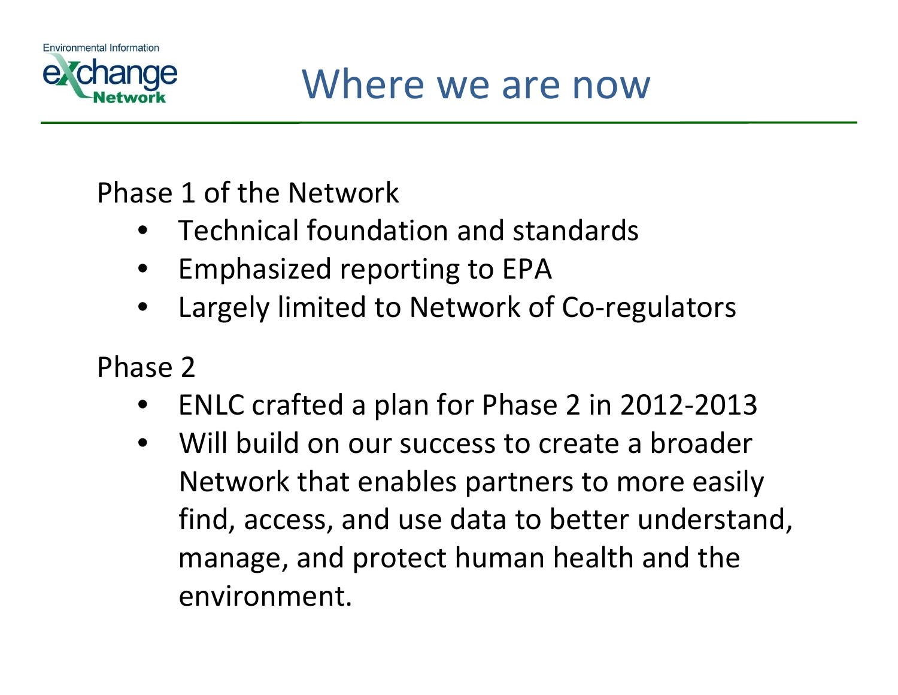# Where we are now

Phase 1 of the Network

- Technical foundation and standards
- Emphasized reporting to EPA
- Largely limited to Network of Co-regulators

Phase 2

- ENLC crafted a plan for Phase 2 in 2012-2013
- Will build on our success to create a broader Network that enables partners to more easily find, access, and use data to better understand, manage, and protect human health and the environment.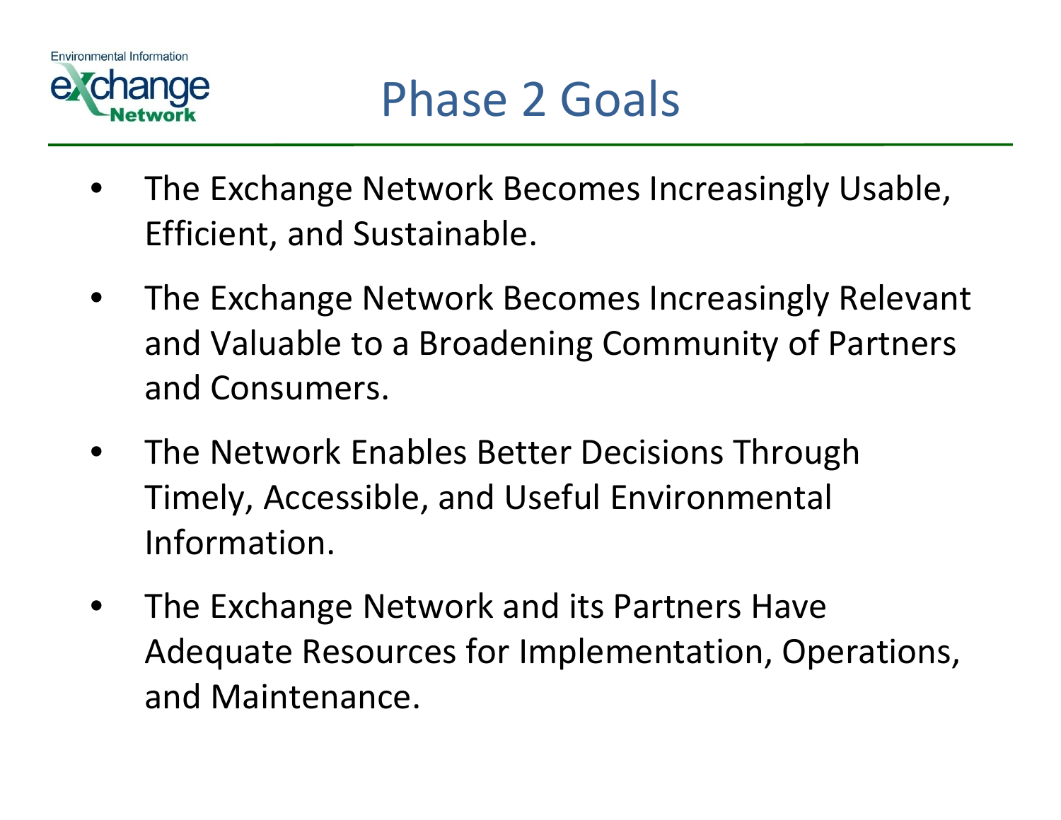# Phase 2 Goals

- The Exchange Network Becomes Increasingly Usable, Efficient, and Sustainable.
- The Exchange Network Becomes Increasingly Relevant and Valuable to a Broadening Community of Partners and Consumers.
- The Network Enables Better Decisions Through Timely, Accessible, and Useful Environmental Information.
- The Exchange Network and its Partners Have Adequate Resources for Implementation, Operations, and Maintenance.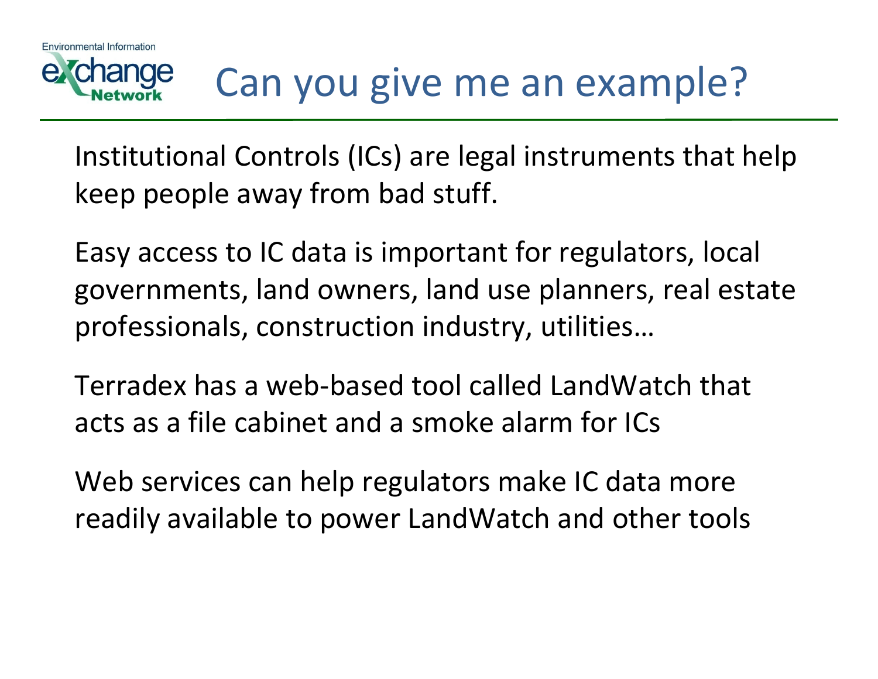# Can you give me an example?

Institutional Controls (ICs) are legal instruments that help keep people away from bad stuff.

Easy access to IC data is important for regulators, local governments, land owners, land use planners, real estate professionals, construction industry, utilities…

Terradex has a web-based tool called LandWatch that acts as a file cabinet and a smoke alarm for ICs

Web services can help regulators make IC data more readily available to power LandWatch and other tools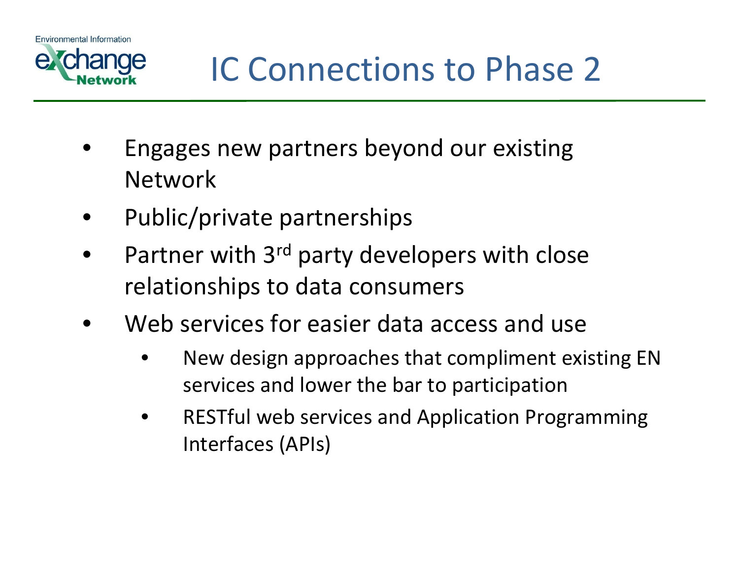# IC Connections to Phase 2

- Engages new partners beyond our existing Network
- Public/private partnerships
- Partner with 3rd party developers with close relationships to data consumers
- Web services for easier data access and use
  - New design approaches that compliment existing EN services and lower the bar to participation
  - RESTful web services and Application Programming Interfaces (APIs)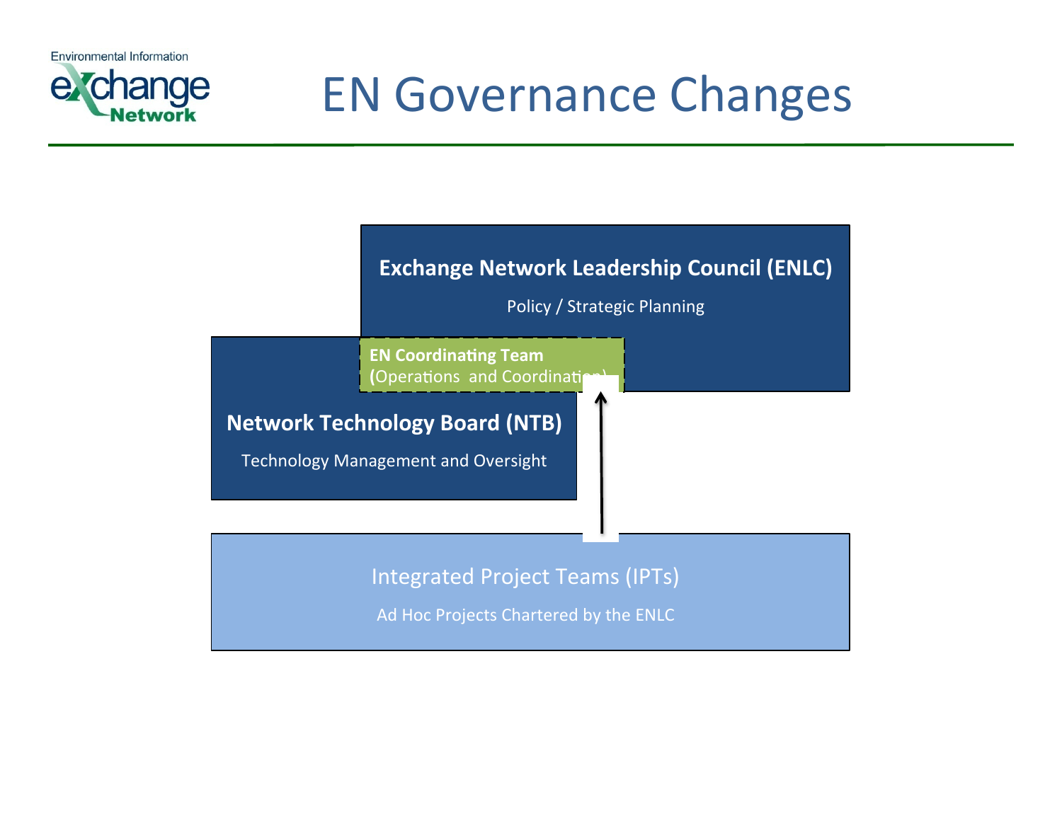# EN Governance Changes

**Exchange Network Leadership Council (ENLC)**

Policy / Strategic Planning

**EN Coordinating Team**
(Operations and Coordination)

**Network Technology Board (NTB)**

Technology Management and Oversight

Integrated Project Teams (IPTs)

Ad Hoc Projects Chartered by the ENLC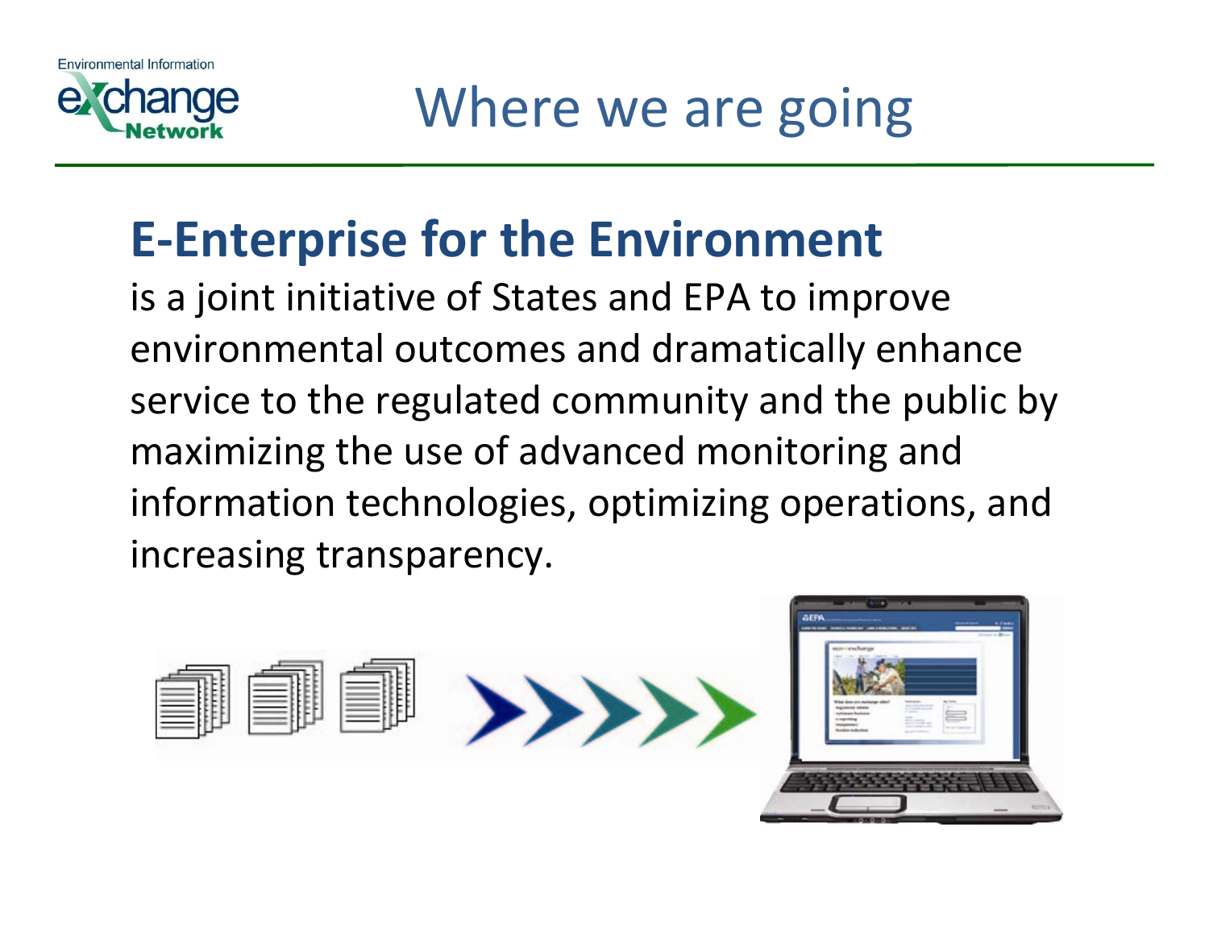# Where we are going

## E-Enterprise for the Environment

is a joint initiative of States and EPA to improve environmental outcomes and dramatically enhance service to the regulated community and the public by maximizing the use of advanced monitoring and information technologies, optimizing operations, and increasing transparency.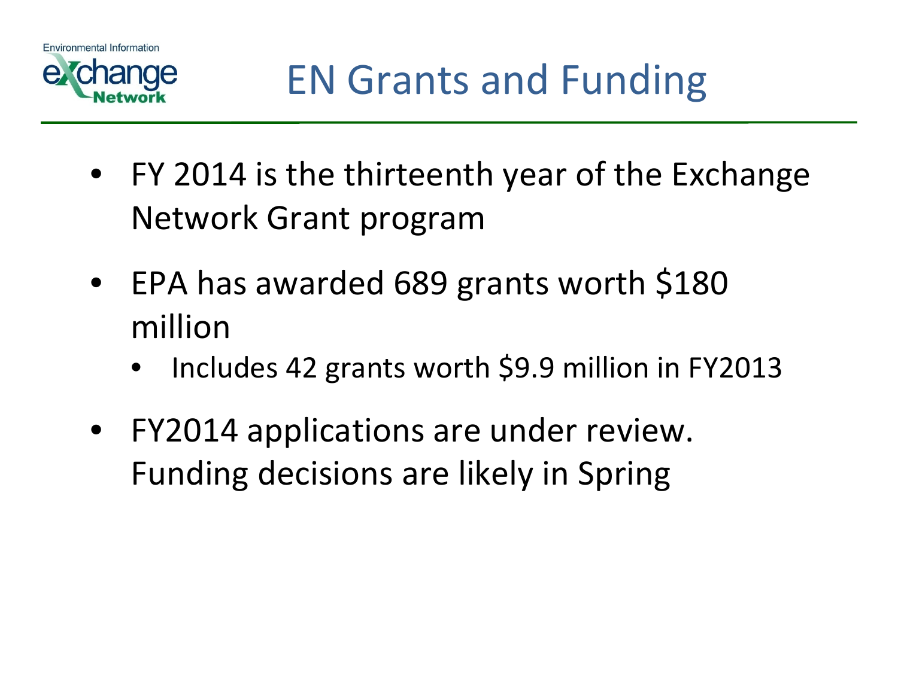# EN Grants and Funding

- FY 2014 is the thirteenth year of the Exchange Network Grant program
- EPA has awarded 689 grants worth $180 million
  - Includes 42 grants worth $9.9 million in FY2013
- FY2014 applications are under review. Funding decisions are likely in Spring